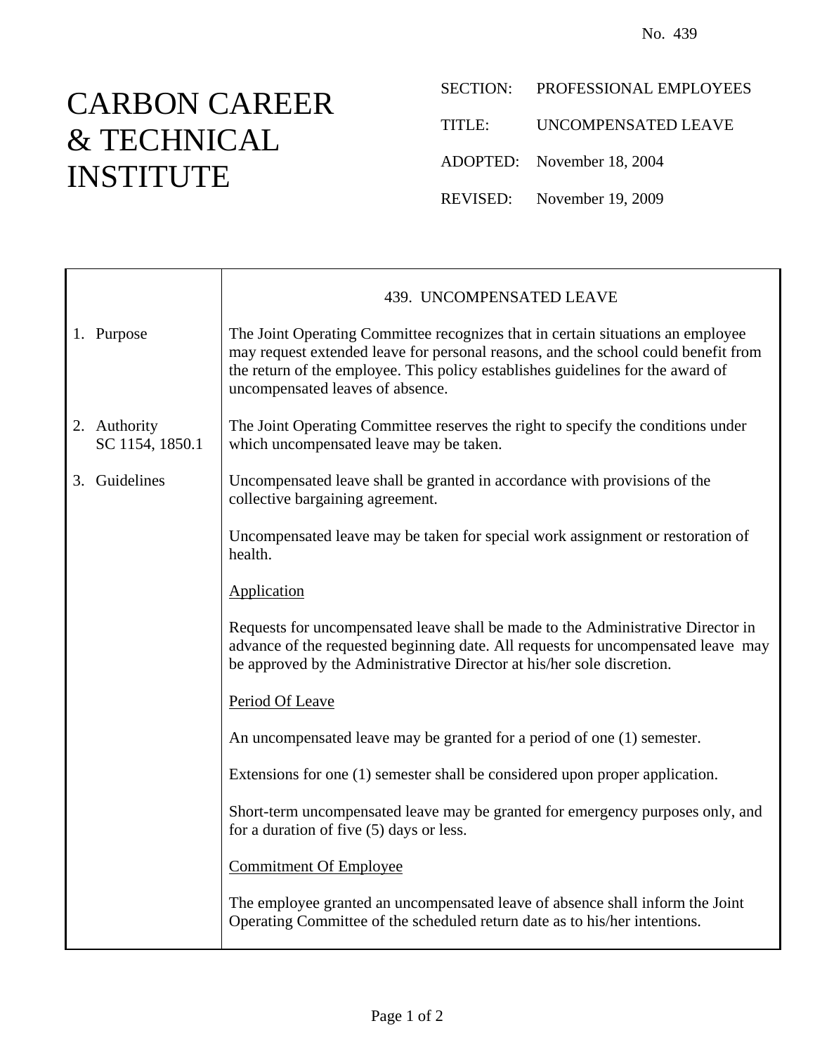No. 439

# CARBON CAREER & TECHNICAL INSTITUTE

SECTION: PROFESSIONAL EMPLOYEES

TITLE: UNCOMPENSATED LEAVE

ADOPTED: November 18, 2004

REVISED: November 19, 2009

## 439. UNCOMPENSATED LEAVE

**1. Purpose**

The Joint Operating Committee recognizes that in certain situations an employee may request extended leave for personal reasons, and the school could benefit from the return of the employee. This policy establishes guidelines for the award of uncompensated leaves of absence.

**2. Authority**
SC 1154, 1850.1

The Joint Operating Committee reserves the right to specify the conditions under which uncompensated leave may be taken.

**3. Guidelines**

Uncompensated leave shall be granted in accordance with provisions of the collective bargaining agreement.

Uncompensated leave may be taken for special work assignment or restoration of health.

<u>Application</u>

Requests for uncompensated leave shall be made to the Administrative Director in advance of the requested beginning date. All requests for uncompensated leave may be approved by the Administrative Director at his/her sole discretion.

<u>Period Of Leave</u>

An uncompensated leave may be granted for a period of one (1) semester.

Extensions for one (1) semester shall be considered upon proper application.

Short-term uncompensated leave may be granted for emergency purposes only, and for a duration of five (5) days or less.

<u>Commitment Of Employee</u>

The employee granted an uncompensated leave of absence shall inform the Joint Operating Committee of the scheduled return date as to his/her intentions.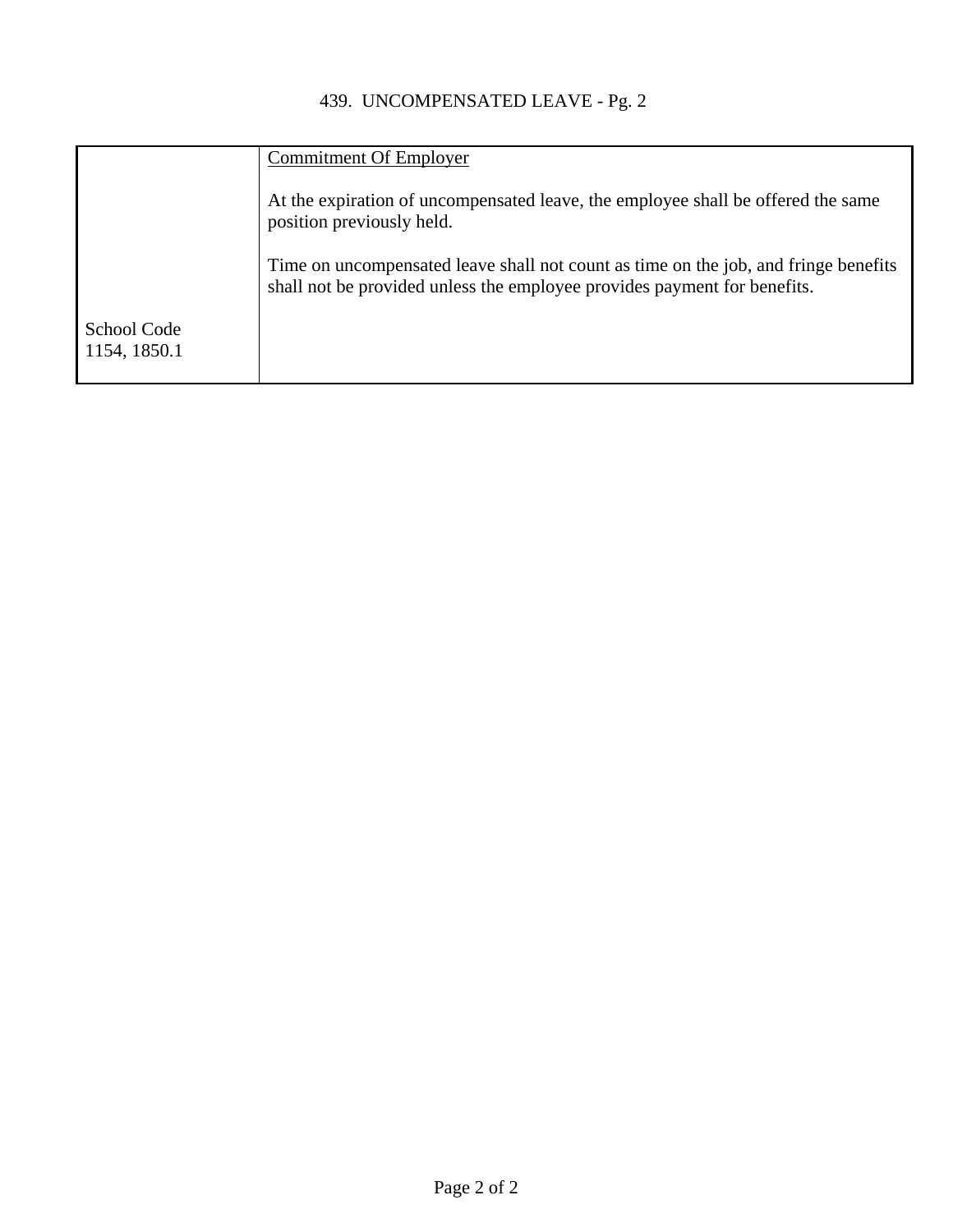| | |
|---|---|
| | <u>Commitment Of Employer</u><br><br>At the expiration of uncompensated leave, the employee shall be offered the same position previously held.<br><br>Time on uncompensated leave shall not count as time on the job, and fringe benefits shall not be provided unless the employee provides payment for benefits. |
| School Code<br>1154, 1850.1 | |